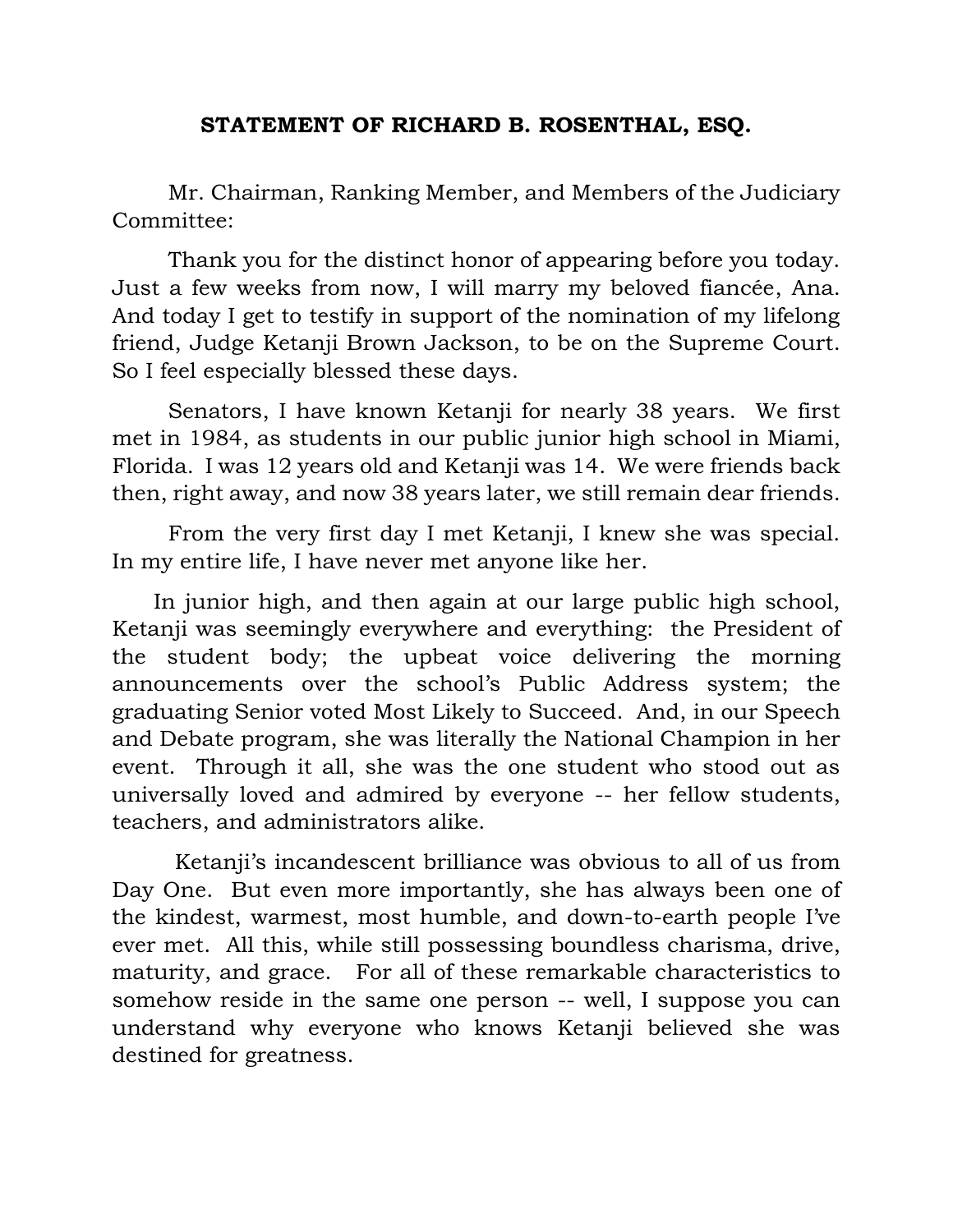# STATEMENT OF RICHARD B. ROSENTHAL, ESQ.

Mr. Chairman, Ranking Member, and Members of the Judiciary Committee:

Thank you for the distinct honor of appearing before you today. Just a few weeks from now, I will marry my beloved fiancée, Ana. And today I get to testify in support of the nomination of my lifelong friend, Judge Ketanji Brown Jackson, to be on the Supreme Court. So I feel especially blessed these days.

Senators, I have known Ketanji for nearly 38 years. We first met in 1984, as students in our public junior high school in Miami, Florida. I was 12 years old and Ketanji was 14. We were friends back then, right away, and now 38 years later, we still remain dear friends.

From the very first day I met Ketanji, I knew she was special. In my entire life, I have never met anyone like her.

In junior high, and then again at our large public high school, Ketanji was seemingly everywhere and everything: the President of the student body; the upbeat voice delivering the morning announcements over the school's Public Address system; the graduating Senior voted Most Likely to Succeed. And, in our Speech and Debate program, she was literally the National Champion in her event. Through it all, she was the one student who stood out as universally loved and admired by everyone -- her fellow students, teachers, and administrators alike.

Ketanji's incandescent brilliance was obvious to all of us from Day One. But even more importantly, she has always been one of the kindest, warmest, most humble, and down-to-earth people I've ever met. All this, while still possessing boundless charisma, drive, maturity, and grace. For all of these remarkable characteristics to somehow reside in the same one person -- well, I suppose you can understand why everyone who knows Ketanji believed she was destined for greatness.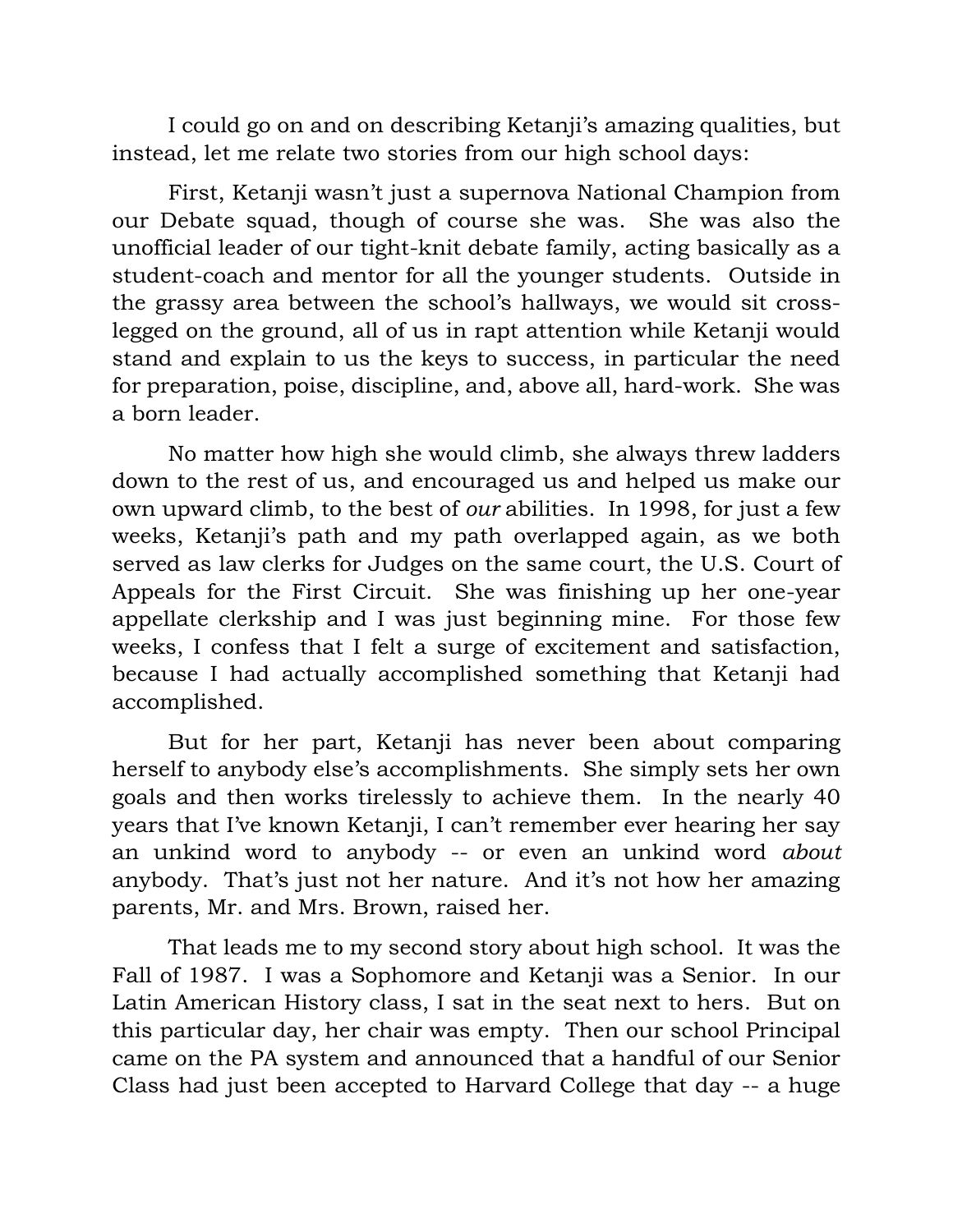I could go on and on describing Ketanji's amazing qualities, but instead, let me relate two stories from our high school days:

First, Ketanji wasn't just a supernova National Champion from our Debate squad, though of course she was. She was also the unofficial leader of our tight-knit debate family, acting basically as a student-coach and mentor for all the younger students. Outside in the grassy area between the school's hallways, we would sit cross-legged on the ground, all of us in rapt attention while Ketanji would stand and explain to us the keys to success, in particular the need for preparation, poise, discipline, and, above all, hard-work. She was a born leader.

No matter how high she would climb, she always threw ladders down to the rest of us, and encouraged us and helped us make our own upward climb, to the best of *our* abilities. In 1998, for just a few weeks, Ketanji's path and my path overlapped again, as we both served as law clerks for Judges on the same court, the U.S. Court of Appeals for the First Circuit. She was finishing up her one-year appellate clerkship and I was just beginning mine. For those few weeks, I confess that I felt a surge of excitement and satisfaction, because I had actually accomplished something that Ketanji had accomplished.

But for her part, Ketanji has never been about comparing herself to anybody else's accomplishments. She simply sets her own goals and then works tirelessly to achieve them. In the nearly 40 years that I've known Ketanji, I can't remember ever hearing her say an unkind word to anybody -- or even an unkind word *about* anybody. That's just not her nature. And it's not how her amazing parents, Mr. and Mrs. Brown, raised her.

That leads me to my second story about high school. It was the Fall of 1987. I was a Sophomore and Ketanji was a Senior. In our Latin American History class, I sat in the seat next to hers. But on this particular day, her chair was empty. Then our school Principal came on the PA system and announced that a handful of our Senior Class had just been accepted to Harvard College that day -- a huge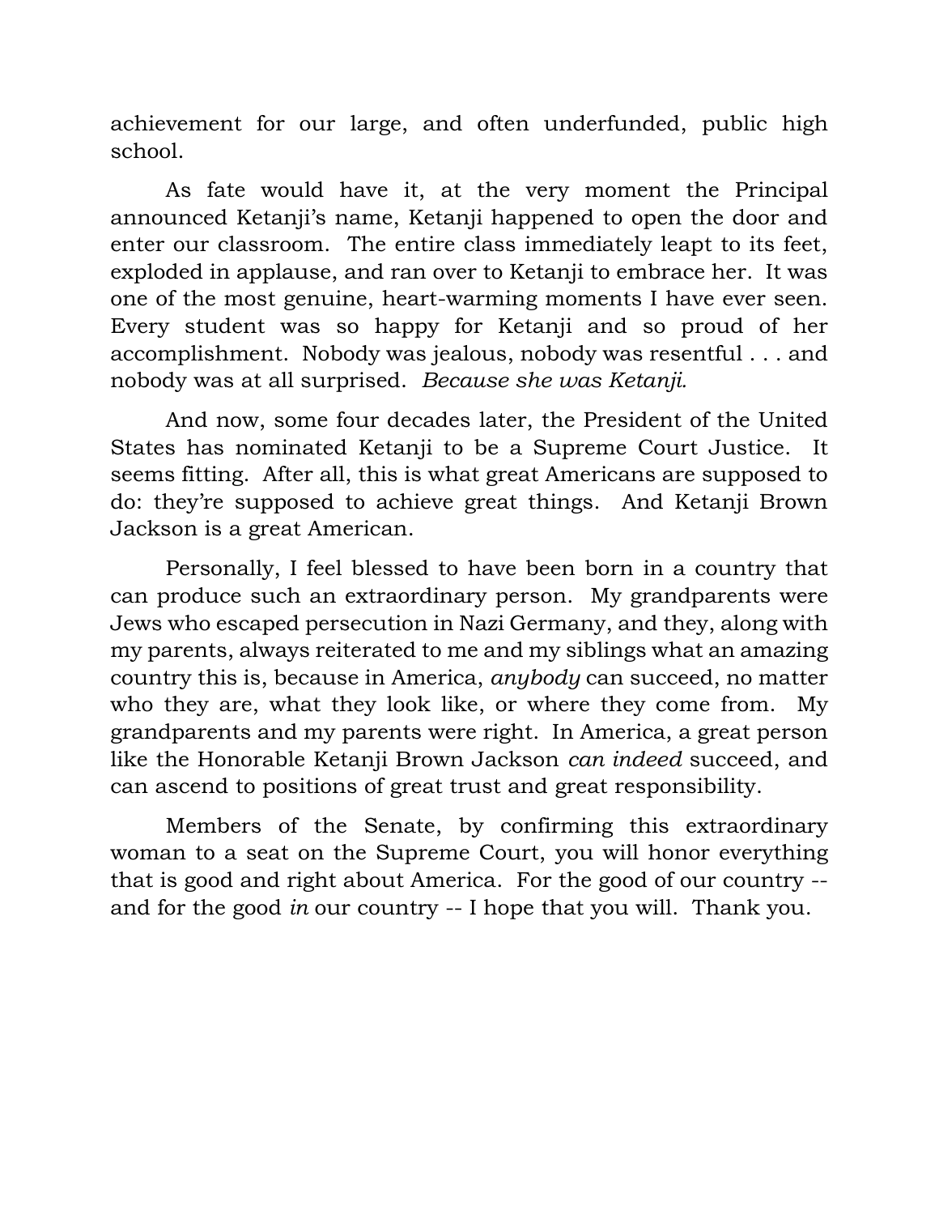achievement for our large, and often underfunded, public high school.

As fate would have it, at the very moment the Principal announced Ketanji's name, Ketanji happened to open the door and enter our classroom. The entire class immediately leapt to its feet, exploded in applause, and ran over to Ketanji to embrace her. It was one of the most genuine, heart-warming moments I have ever seen. Every student was so happy for Ketanji and so proud of her accomplishment. Nobody was jealous, nobody was resentful . . . and nobody was at all surprised. *Because she was Ketanji.*

And now, some four decades later, the President of the United States has nominated Ketanji to be a Supreme Court Justice. It seems fitting. After all, this is what great Americans are supposed to do: they're supposed to achieve great things. And Ketanji Brown Jackson is a great American.

Personally, I feel blessed to have been born in a country that can produce such an extraordinary person. My grandparents were Jews who escaped persecution in Nazi Germany, and they, along with my parents, always reiterated to me and my siblings what an amazing country this is, because in America, *anybody* can succeed, no matter who they are, what they look like, or where they come from. My grandparents and my parents were right. In America, a great person like the Honorable Ketanji Brown Jackson *can indeed* succeed, and can ascend to positions of great trust and great responsibility.

Members of the Senate, by confirming this extraordinary woman to a seat on the Supreme Court, you will honor everything that is good and right about America. For the good of our country -- and for the good *in* our country -- I hope that you will. Thank you.